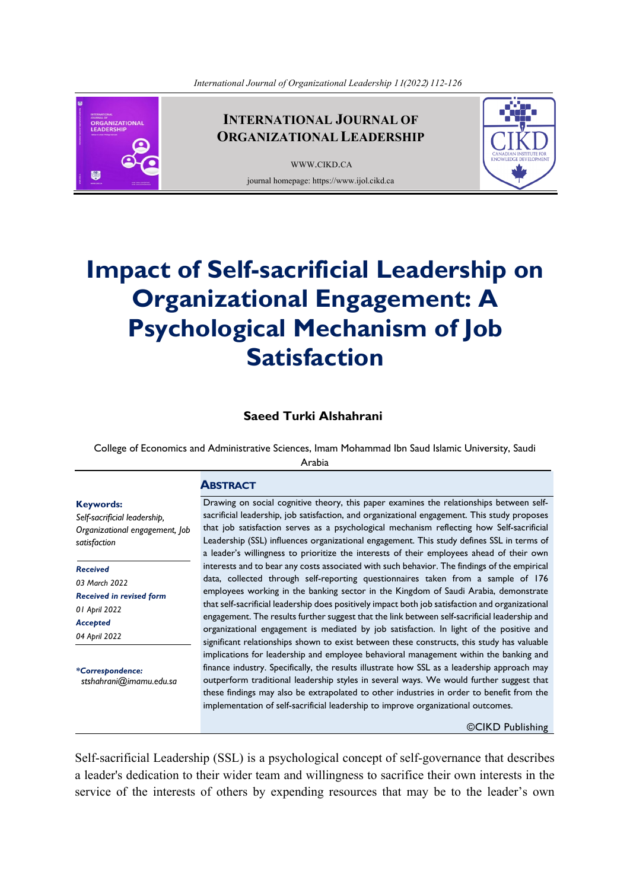# Impact of Self-sacrificial Leadership on Organizational Engagement: A Psychological Mechanism of Job Satisfaction

**Saeed Turki Alshahrani**

College of Economics and Administrative Sciences, Imam Mohammad Ibn Saud Islamic University, Saudi Arabia

**Keywords:**
*Self-sacrificial leadership, Organizational engagement, Job satisfaction*

***Received***
*03 March 2022*
***Received in revised form***
*01 April 2022*
***Accepted***
*04 April 2022*

***\*Correspondence:***
*stshahrani@imamu.edu.sa*

## Abstract

Drawing on social cognitive theory, this paper examines the relationships between self-sacrificial leadership, job satisfaction, and organizational engagement. This study proposes that job satisfaction serves as a psychological mechanism reflecting how Self-sacrificial Leadership (SSL) influences organizational engagement. This study defines SSL in terms of a leader's willingness to prioritize the interests of their employees ahead of their own interests and to bear any costs associated with such behavior. The findings of the empirical data, collected through self-reporting questionnaires taken from a sample of 176 employees working in the banking sector in the Kingdom of Saudi Arabia, demonstrate that self-sacrificial leadership does positively impact both job satisfaction and organizational engagement. The results further suggest that the link between self-sacrificial leadership and organizational engagement is mediated by job satisfaction. In light of the positive and significant relationships shown to exist between these constructs, this study has valuable implications for leadership and employee behavioral management within the banking and finance industry. Specifically, the results illustrate how SSL as a leadership approach may outperform traditional leadership styles in several ways. We would further suggest that these findings may also be extrapolated to other industries in order to benefit from the implementation of self-sacrificial leadership to improve organizational outcomes.

©CIKD Publishing

Self-sacrificial Leadership (SSL) is a psychological concept of self-governance that describes a leader's dedication to their wider team and willingness to sacrifice their own interests in the service of the interests of others by expending resources that may be to the leader's own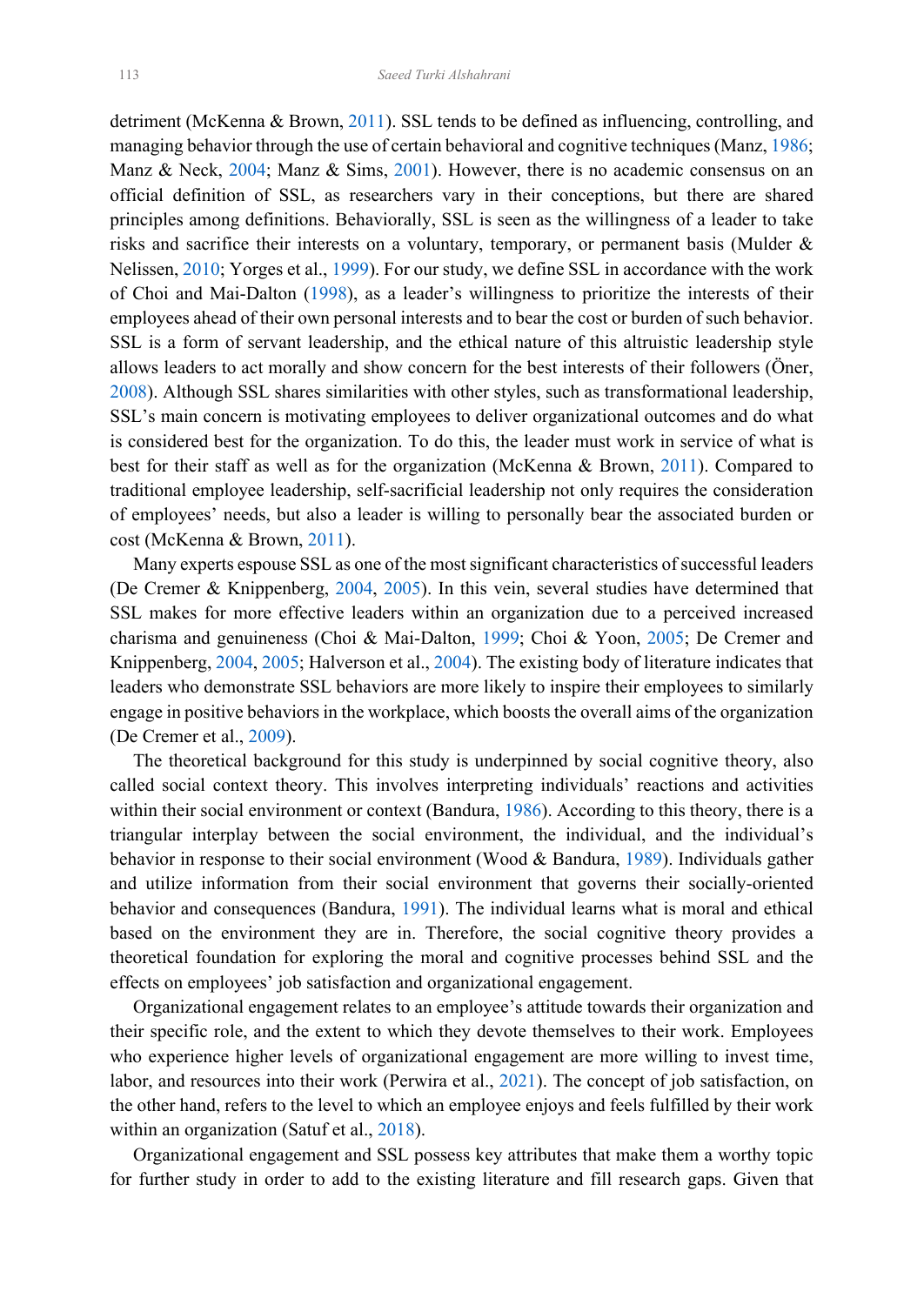detriment (McKenna & Brown, 2011). SSL tends to be defined as influencing, controlling, and managing behavior through the use of certain behavioral and cognitive techniques (Manz, 1986; Manz & Neck, 2004; Manz & Sims, 2001). However, there is no academic consensus on an official definition of SSL, as researchers vary in their conceptions, but there are shared principles among definitions. Behaviorally, SSL is seen as the willingness of a leader to take risks and sacrifice their interests on a voluntary, temporary, or permanent basis (Mulder & Nelissen, 2010; Yorges et al., 1999). For our study, we define SSL in accordance with the work of Choi and Mai-Dalton (1998), as a leader's willingness to prioritize the interests of their employees ahead of their own personal interests and to bear the cost or burden of such behavior. SSL is a form of servant leadership, and the ethical nature of this altruistic leadership style allows leaders to act morally and show concern for the best interests of their followers (Öner, 2008). Although SSL shares similarities with other styles, such as transformational leadership, SSL's main concern is motivating employees to deliver organizational outcomes and do what is considered best for the organization. To do this, the leader must work in service of what is best for their staff as well as for the organization (McKenna & Brown, 2011). Compared to traditional employee leadership, self-sacrificial leadership not only requires the consideration of employees' needs, but also a leader is willing to personally bear the associated burden or cost (McKenna & Brown, 2011).

Many experts espouse SSL as one of the most significant characteristics of successful leaders (De Cremer & Knippenberg, 2004, 2005). In this vein, several studies have determined that SSL makes for more effective leaders within an organization due to a perceived increased charisma and genuineness (Choi & Mai-Dalton, 1999; Choi & Yoon, 2005; De Cremer and Knippenberg, 2004, 2005; Halverson et al., 2004). The existing body of literature indicates that leaders who demonstrate SSL behaviors are more likely to inspire their employees to similarly engage in positive behaviors in the workplace, which boosts the overall aims of the organization (De Cremer et al., 2009).

The theoretical background for this study is underpinned by social cognitive theory, also called social context theory. This involves interpreting individuals' reactions and activities within their social environment or context (Bandura, 1986). According to this theory, there is a triangular interplay between the social environment, the individual, and the individual's behavior in response to their social environment (Wood & Bandura, 1989). Individuals gather and utilize information from their social environment that governs their socially-oriented behavior and consequences (Bandura, 1991). The individual learns what is moral and ethical based on the environment they are in. Therefore, the social cognitive theory provides a theoretical foundation for exploring the moral and cognitive processes behind SSL and the effects on employees' job satisfaction and organizational engagement.

Organizational engagement relates to an employee's attitude towards their organization and their specific role, and the extent to which they devote themselves to their work. Employees who experience higher levels of organizational engagement are more willing to invest time, labor, and resources into their work (Perwira et al., 2021). The concept of job satisfaction, on the other hand, refers to the level to which an employee enjoys and feels fulfilled by their work within an organization (Satuf et al., 2018).

Organizational engagement and SSL possess key attributes that make them a worthy topic for further study in order to add to the existing literature and fill research gaps. Given that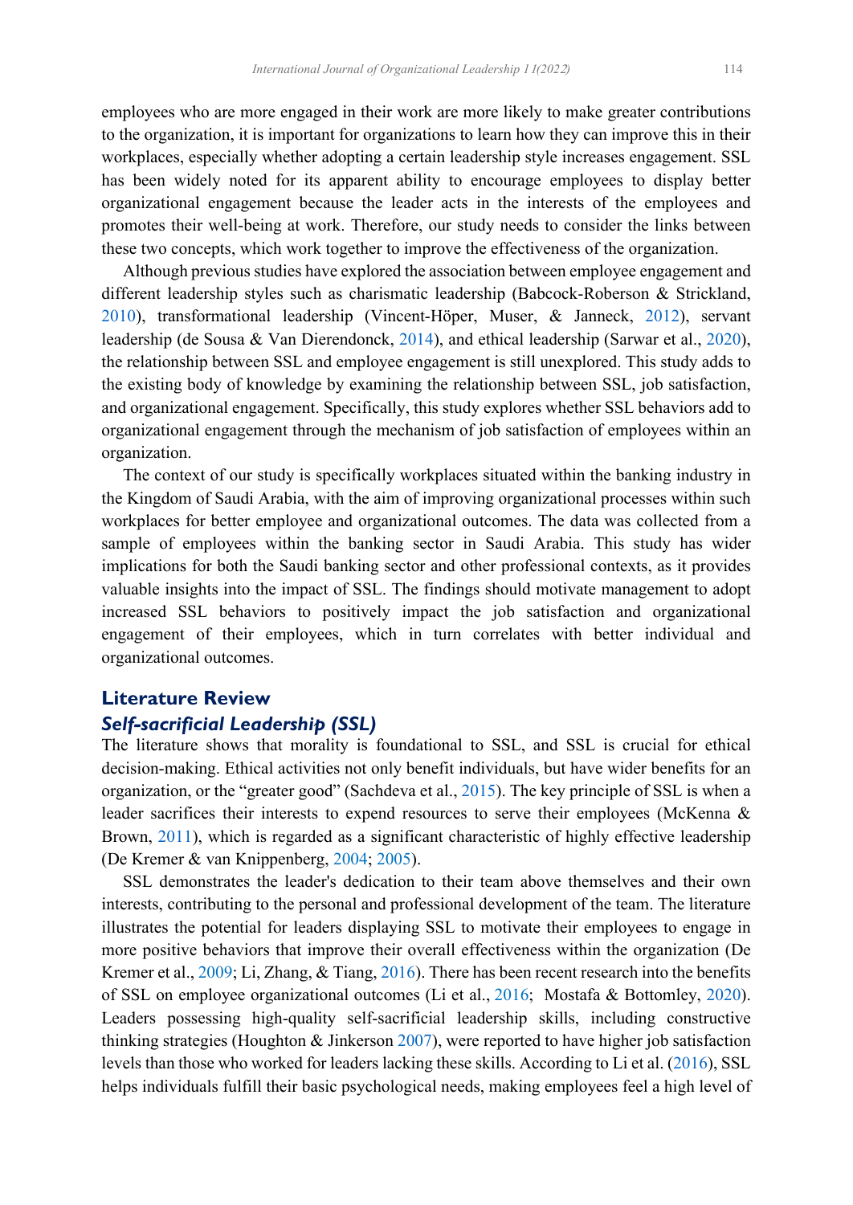employees who are more engaged in their work are more likely to make greater contributions to the organization, it is important for organizations to learn how they can improve this in their workplaces, especially whether adopting a certain leadership style increases engagement. SSL has been widely noted for its apparent ability to encourage employees to display better organizational engagement because the leader acts in the interests of the employees and promotes their well-being at work. Therefore, our study needs to consider the links between these two concepts, which work together to improve the effectiveness of the organization.

Although previous studies have explored the association between employee engagement and different leadership styles such as charismatic leadership (Babcock-Roberson & Strickland, 2010), transformational leadership (Vincent-Höper, Muser, & Janneck, 2012), servant leadership (de Sousa & Van Dierendonck, 2014), and ethical leadership (Sarwar et al., 2020), the relationship between SSL and employee engagement is still unexplored. This study adds to the existing body of knowledge by examining the relationship between SSL, job satisfaction, and organizational engagement. Specifically, this study explores whether SSL behaviors add to organizational engagement through the mechanism of job satisfaction of employees within an organization.

The context of our study is specifically workplaces situated within the banking industry in the Kingdom of Saudi Arabia, with the aim of improving organizational processes within such workplaces for better employee and organizational outcomes. The data was collected from a sample of employees within the banking sector in Saudi Arabia. This study has wider implications for both the Saudi banking sector and other professional contexts, as it provides valuable insights into the impact of SSL. The findings should motivate management to adopt increased SSL behaviors to positively impact the job satisfaction and organizational engagement of their employees, which in turn correlates with better individual and organizational outcomes.

## Literature Review

### *Self-sacrificial Leadership (SSL)*

The literature shows that morality is foundational to SSL, and SSL is crucial for ethical decision-making. Ethical activities not only benefit individuals, but have wider benefits for an organization, or the "greater good" (Sachdeva et al., 2015). The key principle of SSL is when a leader sacrifices their interests to expend resources to serve their employees (McKenna & Brown, 2011), which is regarded as a significant characteristic of highly effective leadership (De Kremer & van Knippenberg, 2004; 2005).

SSL demonstrates the leader's dedication to their team above themselves and their own interests, contributing to the personal and professional development of the team. The literature illustrates the potential for leaders displaying SSL to motivate their employees to engage in more positive behaviors that improve their overall effectiveness within the organization (De Kremer et al., 2009; Li, Zhang, & Tiang, 2016). There has been recent research into the benefits of SSL on employee organizational outcomes (Li et al., 2016; Mostafa & Bottomley, 2020). Leaders possessing high-quality self-sacrificial leadership skills, including constructive thinking strategies (Houghton & Jinkerson 2007), were reported to have higher job satisfaction levels than those who worked for leaders lacking these skills. According to Li et al. (2016), SSL helps individuals fulfill their basic psychological needs, making employees feel a high level of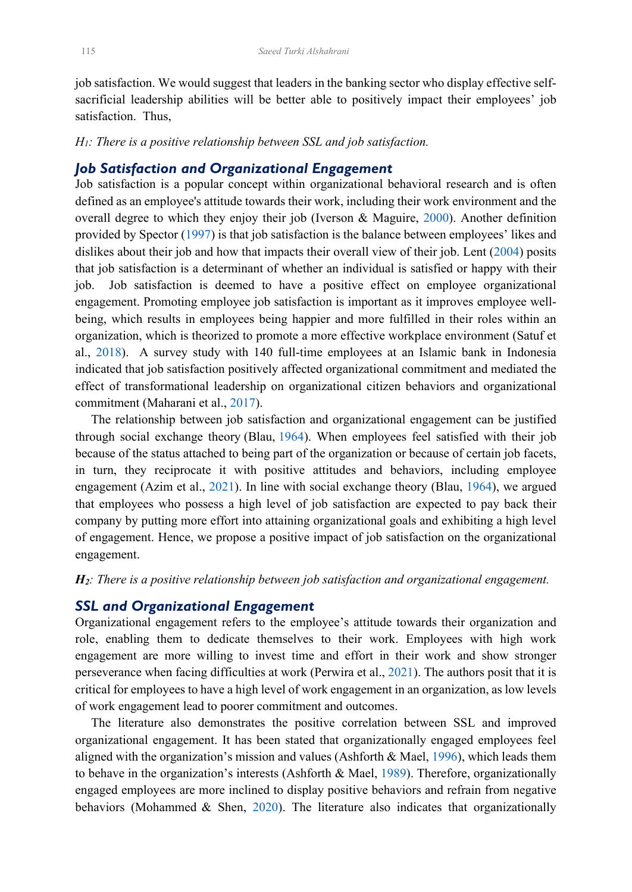job satisfaction. We would suggest that leaders in the banking sector who display effective self-sacrificial leadership abilities will be better able to positively impact their employees' job satisfaction. Thus,

*$H_1$: There is a positive relationship between SSL and job satisfaction.*

### Job Satisfaction and Organizational Engagement

Job satisfaction is a popular concept within organizational behavioral research and is often defined as an employee's attitude towards their work, including their work environment and the overall degree to which they enjoy their job (Iverson & Maguire, 2000). Another definition provided by Spector (1997) is that job satisfaction is the balance between employees' likes and dislikes about their job and how that impacts their overall view of their job. Lent (2004) posits that job satisfaction is a determinant of whether an individual is satisfied or happy with their job. Job satisfaction is deemed to have a positive effect on employee organizational engagement. Promoting employee job satisfaction is important as it improves employee well-being, which results in employees being happier and more fulfilled in their roles within an organization, which is theorized to promote a more effective workplace environment (Satuf et al., 2018). A survey study with 140 full-time employees at an Islamic bank in Indonesia indicated that job satisfaction positively affected organizational commitment and mediated the effect of transformational leadership on organizational citizen behaviors and organizational commitment (Maharani et al., 2017).

The relationship between job satisfaction and organizational engagement can be justified through social exchange theory (Blau, 1964). When employees feel satisfied with their job because of the status attached to being part of the organization or because of certain job facets, in turn, they reciprocate it with positive attitudes and behaviors, including employee engagement (Azim et al., 2021). In line with social exchange theory (Blau, 1964), we argued that employees who possess a high level of job satisfaction are expected to pay back their company by putting more effort into attaining organizational goals and exhibiting a high level of engagement. Hence, we propose a positive impact of job satisfaction on the organizational engagement.

***$H_2$**: There is a positive relationship between job satisfaction and organizational engagement.*

### SSL and Organizational Engagement

Organizational engagement refers to the employee's attitude towards their organization and role, enabling them to dedicate themselves to their work. Employees with high work engagement are more willing to invest time and effort in their work and show stronger perseverance when facing difficulties at work (Perwira et al., 2021). The authors posit that it is critical for employees to have a high level of work engagement in an organization, as low levels of work engagement lead to poorer commitment and outcomes.

The literature also demonstrates the positive correlation between SSL and improved organizational engagement. It has been stated that organizationally engaged employees feel aligned with the organization's mission and values (Ashforth & Mael, 1996), which leads them to behave in the organization's interests (Ashforth & Mael, 1989). Therefore, organizationally engaged employees are more inclined to display positive behaviors and refrain from negative behaviors (Mohammed & Shen, 2020). The literature also indicates that organizationally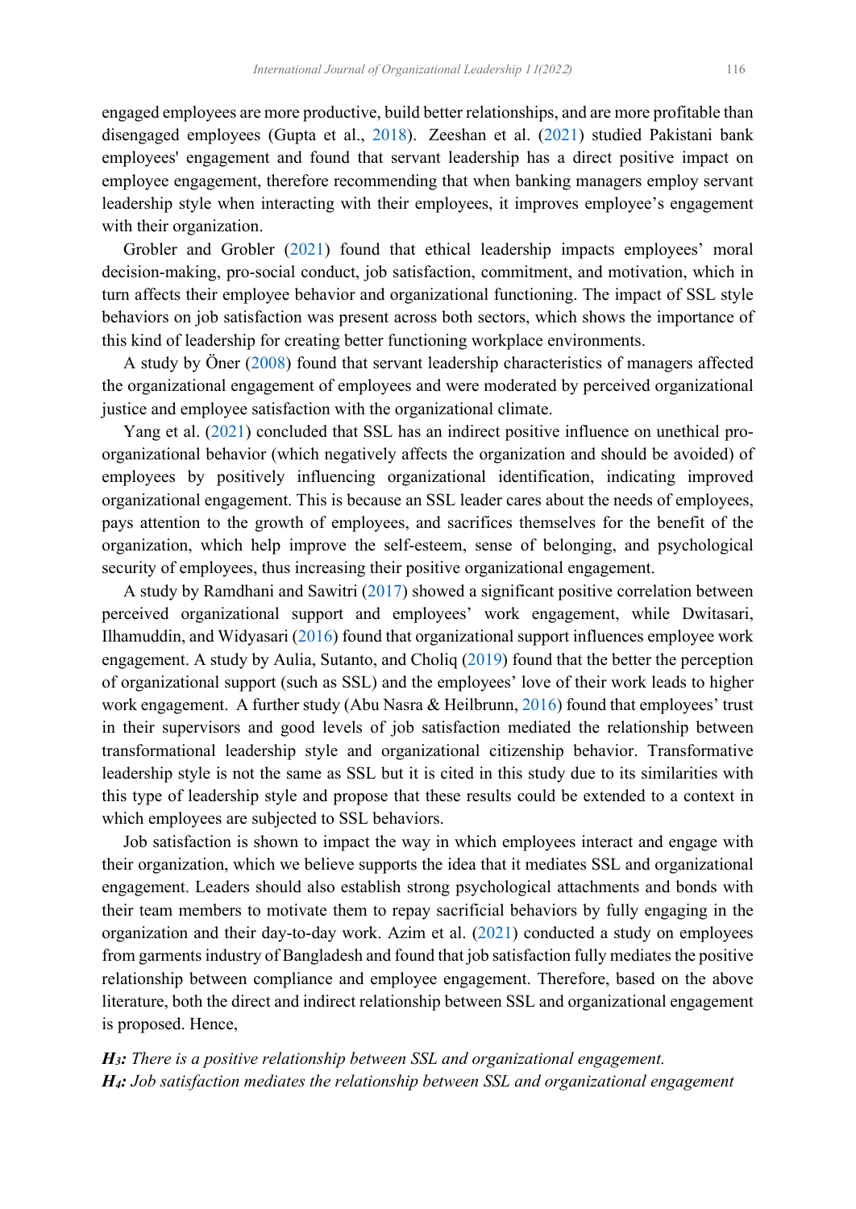engaged employees are more productive, build better relationships, and are more profitable than disengaged employees (Gupta et al., 2018). Zeeshan et al. (2021) studied Pakistani bank employees' engagement and found that servant leadership has a direct positive impact on employee engagement, therefore recommending that when banking managers employ servant leadership style when interacting with their employees, it improves employee's engagement with their organization.

Grobler and Grobler (2021) found that ethical leadership impacts employees' moral decision-making, pro-social conduct, job satisfaction, commitment, and motivation, which in turn affects their employee behavior and organizational functioning. The impact of SSL style behaviors on job satisfaction was present across both sectors, which shows the importance of this kind of leadership for creating better functioning workplace environments.

A study by Öner (2008) found that servant leadership characteristics of managers affected the organizational engagement of employees and were moderated by perceived organizational justice and employee satisfaction with the organizational climate.

Yang et al. (2021) concluded that SSL has an indirect positive influence on unethical pro-organizational behavior (which negatively affects the organization and should be avoided) of employees by positively influencing organizational identification, indicating improved organizational engagement. This is because an SSL leader cares about the needs of employees, pays attention to the growth of employees, and sacrifices themselves for the benefit of the organization, which help improve the self-esteem, sense of belonging, and psychological security of employees, thus increasing their positive organizational engagement.

A study by Ramdhani and Sawitri (2017) showed a significant positive correlation between perceived organizational support and employees' work engagement, while Dwitasari, Ilhamuddin, and Widyasari (2016) found that organizational support influences employee work engagement. A study by Aulia, Sutanto, and Choliq (2019) found that the better the perception of organizational support (such as SSL) and the employees' love of their work leads to higher work engagement. A further study (Abu Nasra & Heilbrunn, 2016) found that employees' trust in their supervisors and good levels of job satisfaction mediated the relationship between transformational leadership style and organizational citizenship behavior. Transformative leadership style is not the same as SSL but it is cited in this study due to its similarities with this type of leadership style and propose that these results could be extended to a context in which employees are subjected to SSL behaviors.

Job satisfaction is shown to impact the way in which employees interact and engage with their organization, which we believe supports the idea that it mediates SSL and organizational engagement. Leaders should also establish strong psychological attachments and bonds with their team members to motivate them to repay sacrificial behaviors by fully engaging in the organization and their day-to-day work. Azim et al. (2021) conducted a study on employees from garments industry of Bangladesh and found that job satisfaction fully mediates the positive relationship between compliance and employee engagement. Therefore, based on the above literature, both the direct and indirect relationship between SSL and organizational engagement is proposed. Hence,

***$H_3$:*** *There is a positive relationship between SSL and organizational engagement.*
***$H_4$:*** *Job satisfaction mediates the relationship between SSL and organizational engagement*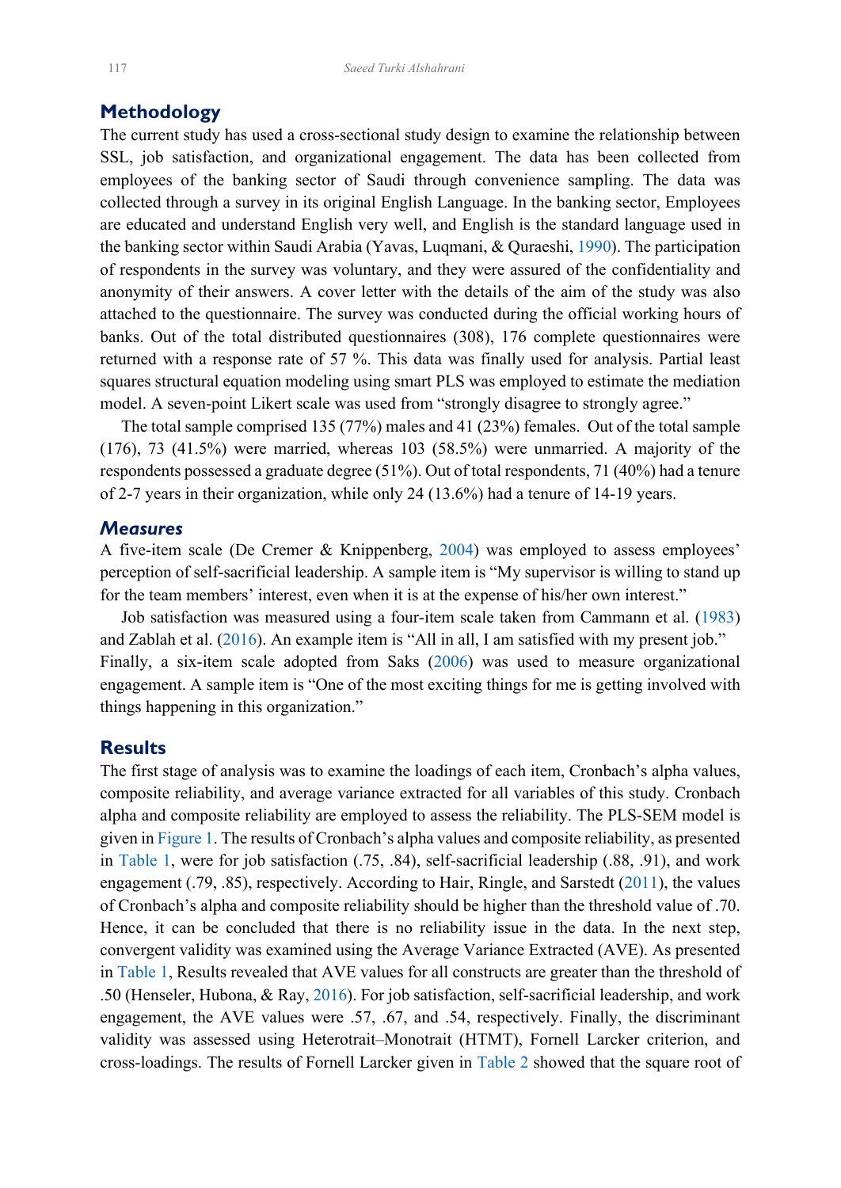## Methodology

The current study has used a cross-sectional study design to examine the relationship between SSL, job satisfaction, and organizational engagement. The data has been collected from employees of the banking sector of Saudi through convenience sampling. The data was collected through a survey in its original English Language. In the banking sector, Employees are educated and understand English very well, and English is the standard language used in the banking sector within Saudi Arabia (Yavas, Luqmani, & Quraeshi, 1990). The participation of respondents in the survey was voluntary, and they were assured of the confidentiality and anonymity of their answers. A cover letter with the details of the aim of the study was also attached to the questionnaire. The survey was conducted during the official working hours of banks. Out of the total distributed questionnaires (308), 176 complete questionnaires were returned with a response rate of 57 %. This data was finally used for analysis. Partial least squares structural equation modeling using smart PLS was employed to estimate the mediation model. A seven-point Likert scale was used from "strongly disagree to strongly agree."

The total sample comprised 135 (77%) males and 41 (23%) females. Out of the total sample (176), 73 (41.5%) were married, whereas 103 (58.5%) were unmarried. A majority of the respondents possessed a graduate degree (51%). Out of total respondents, 71 (40%) had a tenure of 2-7 years in their organization, while only 24 (13.6%) had a tenure of 14-19 years.

### *Measures*

A five-item scale (De Cremer & Knippenberg, 2004) was employed to assess employees' perception of self-sacrificial leadership. A sample item is "My supervisor is willing to stand up for the team members' interest, even when it is at the expense of his/her own interest."

Job satisfaction was measured using a four-item scale taken from Cammann et al. (1983) and Zablah et al. (2016). An example item is "All in all, I am satisfied with my present job." Finally, a six-item scale adopted from Saks (2006) was used to measure organizational engagement. A sample item is "One of the most exciting things for me is getting involved with things happening in this organization."

## Results

The first stage of analysis was to examine the loadings of each item, Cronbach's alpha values, composite reliability, and average variance extracted for all variables of this study. Cronbach alpha and composite reliability are employed to assess the reliability. The PLS-SEM model is given in Figure 1. The results of Cronbach's alpha values and composite reliability, as presented in Table 1, were for job satisfaction (.75, .84), self-sacrificial leadership (.88, .91), and work engagement (.79, .85), respectively. According to Hair, Ringle, and Sarstedt (2011), the values of Cronbach's alpha and composite reliability should be higher than the threshold value of .70. Hence, it can be concluded that there is no reliability issue in the data. In the next step, convergent validity was examined using the Average Variance Extracted (AVE). As presented in Table 1, Results revealed that AVE values for all constructs are greater than the threshold of .50 (Henseler, Hubona, & Ray, 2016). For job satisfaction, self-sacrificial leadership, and work engagement, the AVE values were .57, .67, and .54, respectively. Finally, the discriminant validity was assessed using Heterotrait–Monotrait (HTMT), Fornell Larcker criterion, and cross-loadings. The results of Fornell Larcker given in Table 2 showed that the square root of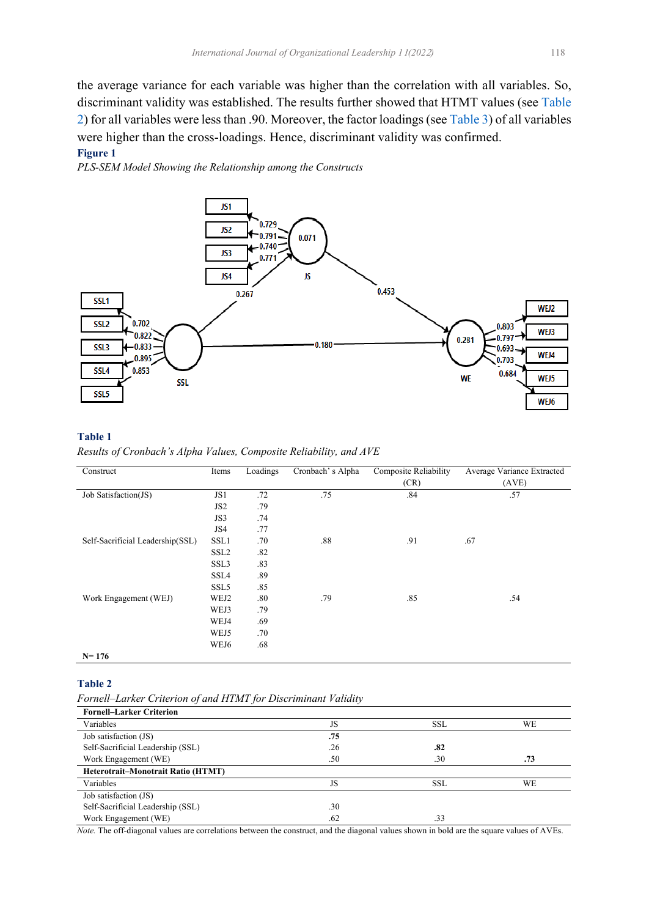the average variance for each variable was higher than the correlation with all variables. So, discriminant validity was established. The results further showed that HTMT values (see Table 2) for all variables were less than .90. Moreover, the factor loadings (see Table 3) of all variables were higher than the cross-loadings. Hence, discriminant validity was confirmed.

**Figure 1**

*PLS-SEM Model Showing the Relationship among the Constructs*

**Table 1**

*Results of Cronbach's Alpha Values, Composite Reliability, and AVE*

| Construct | Items | Loadings | Cronbach' s Alpha | Composite Reliability (CR) | Average Variance Extracted (AVE) |
|---|---|---|---|---|---|
| Job Satisfaction(JS) | JS1 | .72 | .75 | .84 | .57 |
| | JS2 | .79 | | | |
| | JS3 | .74 | | | |
| | JS4 | .77 | | | |
| Self-Sacrificial Leadership(SSL) | SSL1 | .70 | .88 | .91 | .67 |
| | SSL2 | .82 | | | |
| | SSL3 | .83 | | | |
| | SSL4 | .89 | | | |
| | SSL5 | .85 | | | |
| Work Engagement (WEJ) | WEJ2 | .80 | .79 | .85 | .54 |
| | WEJ3 | .79 | | | |
| | WEJ4 | .69 | | | |
| | WEJ5 | .70 | | | |
| | WEJ6 | .68 | | | |
| **N= 176** | | | | | |

**Table 2**

*Fornell–Larker Criterion of and HTMT for Discriminant Validity*

| **Fornell–Larker Criterion** | | | |
|---|---|---|---|
| Variables | JS | SSL | WE |
| Job satisfaction (JS) | **.75** | | |
| Self-Sacrificial Leadership (SSL) | .26 | **.82** | |
| Work Engagement (WE) | .50 | .30 | **.73** |
| **Heterotrait–Monotrait Ratio (HTMT)** | | | |
| Variables | JS | SSL | WE |
| Job satisfaction (JS) | | | |
| Self-Sacrificial Leadership (SSL) | .30 | | |
| Work Engagement (WE) | .62 | .33 | |

*Note.* The off-diagonal values are correlations between the construct, and the diagonal values shown in bold are the square values of AVEs.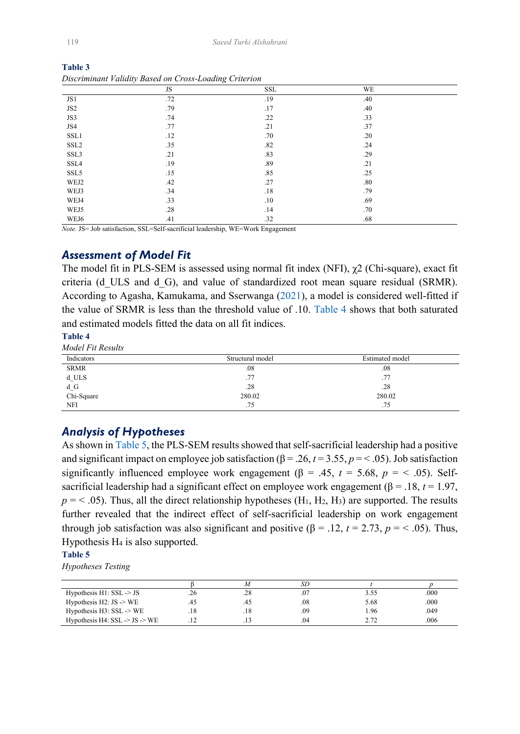**Table 3**

*Discriminant Validity Based on Cross-Loading Criterion*

| | JS | SSL | WE |
|---|---|---|---|
| JS1 | .72 | .19 | .40 |
| JS2 | .79 | .17 | .40 |
| JS3 | .74 | .22 | .33 |
| JS4 | .77 | .21 | .37 |
| SSL1 | .12 | .70 | .20 |
| SSL2 | .35 | .82 | .24 |
| SSL3 | .21 | .83 | .29 |
| SSL4 | .19 | .89 | .21 |
| SSL5 | .15 | .85 | .25 |
| WEJ2 | .42 | .27 | .80 |
| WEJ3 | .34 | .18 | .79 |
| WEJ4 | .33 | .10 | .69 |
| WEJ5 | .28 | .14 | .70 |
| WEJ6 | .41 | .32 | .68 |

*Note.* JS= Job satisfaction, SSL=Self-sacrificial leadership, WE=Work Engagement

## Assessment of Model Fit

The model fit in PLS-SEM is assessed using normal fit index (NFI), $\chi 2$ (Chi-square), exact fit criteria (d_ULS and d_G), and value of standardized root mean square residual (SRMR). According to Agasha, Kamukama, and Sserwanga (2021), a model is considered well-fitted if the value of SRMR is less than the threshold value of .10. Table 4 shows that both saturated and estimated models fitted the data on all fit indices.

**Table 4**

*Model Fit Results*

| Indicators | Structural model | Estimated model |
|---|---|---|
| SRMR | .08 | .08 |
| d_ULS | .77 | .77 |
| d_G | .28 | .28 |
| Chi-Square | 280.02 | 280.02 |
| NFI | .75 | .75 |

## Analysis of Hypotheses

As shown in Table 5, the PLS-SEM results showed that self-sacrificial leadership had a positive and significant impact on employee job satisfaction ($\beta = .26$, $t = 3.55$, $p = < .05$). Job satisfaction significantly influenced employee work engagement ($\beta = .45$, $t = 5.68$, $p = < .05$). Self-sacrificial leadership had a significant effect on employee work engagement ($\beta = .18$, $t = 1.97$, $p = < .05$). Thus, all the direct relationship hypotheses ($H_1$, $H_2$, $H_3$) are supported. The results further revealed that the indirect effect of self-sacrificial leadership on work engagement through job satisfaction was also significant and positive ($\beta = .12$, $t = 2.73$, $p = < .05$). Thus, Hypothesis $H_4$ is also supported.

**Table 5**

*Hypotheses Testing*

| | β | *M* | *SD* | *t* | *p* |
|---|---|---|---|---|---|
| Hypothesis H1: SSL -> JS | .26 | .28 | .07 | 3.55 | .000 |
| Hypothesis H2: JS -> WE | .45 | .45 | .08 | 5.68 | .000 |
| Hypothesis H3: SSL -> WE | .18 | .18 | .09 | 1.96 | .049 |
| Hypothesis H4: SSL -> JS -> WE | .12 | .13 | .04 | 2.72 | .006 |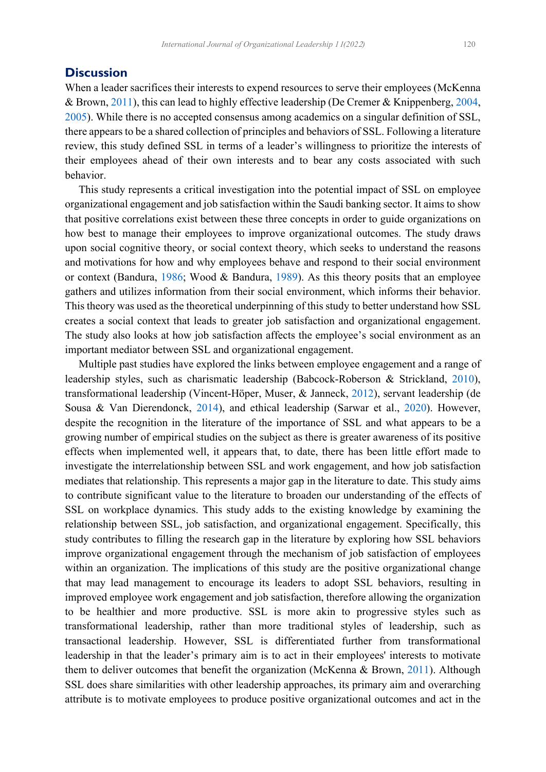## Discussion

When a leader sacrifices their interests to expend resources to serve their employees (McKenna & Brown, 2011), this can lead to highly effective leadership (De Cremer & Knippenberg, 2004, 2005). While there is no accepted consensus among academics on a singular definition of SSL, there appears to be a shared collection of principles and behaviors of SSL. Following a literature review, this study defined SSL in terms of a leader's willingness to prioritize the interests of their employees ahead of their own interests and to bear any costs associated with such behavior.

This study represents a critical investigation into the potential impact of SSL on employee organizational engagement and job satisfaction within the Saudi banking sector. It aims to show that positive correlations exist between these three concepts in order to guide organizations on how best to manage their employees to improve organizational outcomes. The study draws upon social cognitive theory, or social context theory, which seeks to understand the reasons and motivations for how and why employees behave and respond to their social environment or context (Bandura, 1986; Wood & Bandura, 1989). As this theory posits that an employee gathers and utilizes information from their social environment, which informs their behavior. This theory was used as the theoretical underpinning of this study to better understand how SSL creates a social context that leads to greater job satisfaction and organizational engagement. The study also looks at how job satisfaction affects the employee's social environment as an important mediator between SSL and organizational engagement.

Multiple past studies have explored the links between employee engagement and a range of leadership styles, such as charismatic leadership (Babcock-Roberson & Strickland, 2010), transformational leadership (Vincent-Höper, Muser, & Janneck, 2012), servant leadership (de Sousa & Van Dierendonck, 2014), and ethical leadership (Sarwar et al., 2020). However, despite the recognition in the literature of the importance of SSL and what appears to be a growing number of empirical studies on the subject as there is greater awareness of its positive effects when implemented well, it appears that, to date, there has been little effort made to investigate the interrelationship between SSL and work engagement, and how job satisfaction mediates that relationship. This represents a major gap in the literature to date. This study aims to contribute significant value to the literature to broaden our understanding of the effects of SSL on workplace dynamics. This study adds to the existing knowledge by examining the relationship between SSL, job satisfaction, and organizational engagement. Specifically, this study contributes to filling the research gap in the literature by exploring how SSL behaviors improve organizational engagement through the mechanism of job satisfaction of employees within an organization. The implications of this study are the positive organizational change that may lead management to encourage its leaders to adopt SSL behaviors, resulting in improved employee work engagement and job satisfaction, therefore allowing the organization to be healthier and more productive. SSL is more akin to progressive styles such as transformational leadership, rather than more traditional styles of leadership, such as transactional leadership. However, SSL is differentiated further from transformational leadership in that the leader's primary aim is to act in their employees' interests to motivate them to deliver outcomes that benefit the organization (McKenna & Brown, 2011). Although SSL does share similarities with other leadership approaches, its primary aim and overarching attribute is to motivate employees to produce positive organizational outcomes and act in the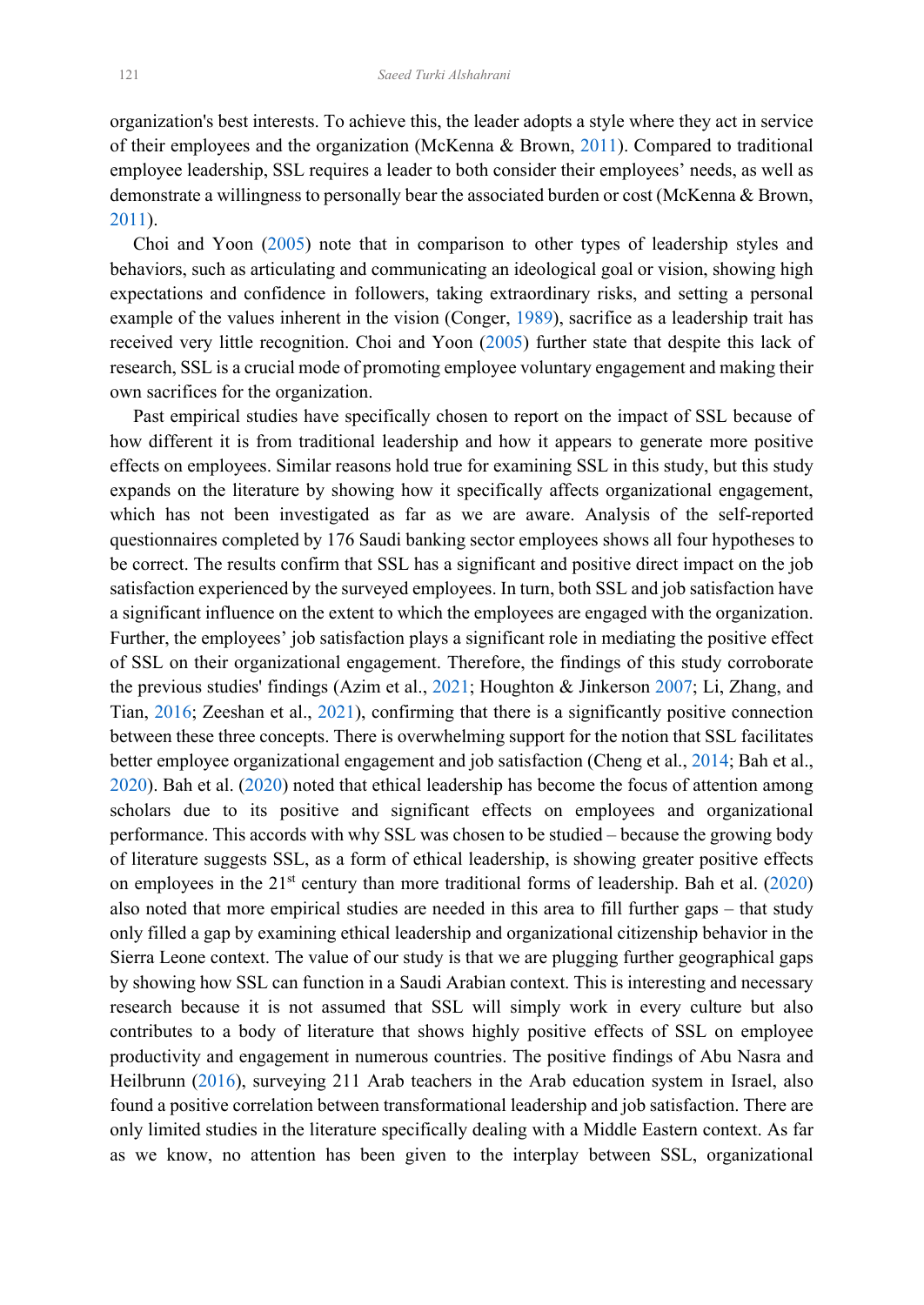organization's best interests. To achieve this, the leader adopts a style where they act in service of their employees and the organization (McKenna & Brown, 2011). Compared to traditional employee leadership, SSL requires a leader to both consider their employees' needs, as well as demonstrate a willingness to personally bear the associated burden or cost (McKenna & Brown, 2011).

Choi and Yoon (2005) note that in comparison to other types of leadership styles and behaviors, such as articulating and communicating an ideological goal or vision, showing high expectations and confidence in followers, taking extraordinary risks, and setting a personal example of the values inherent in the vision (Conger, 1989), sacrifice as a leadership trait has received very little recognition. Choi and Yoon (2005) further state that despite this lack of research, SSL is a crucial mode of promoting employee voluntary engagement and making their own sacrifices for the organization.

Past empirical studies have specifically chosen to report on the impact of SSL because of how different it is from traditional leadership and how it appears to generate more positive effects on employees. Similar reasons hold true for examining SSL in this study, but this study expands on the literature by showing how it specifically affects organizational engagement, which has not been investigated as far as we are aware. Analysis of the self-reported questionnaires completed by 176 Saudi banking sector employees shows all four hypotheses to be correct. The results confirm that SSL has a significant and positive direct impact on the job satisfaction experienced by the surveyed employees. In turn, both SSL and job satisfaction have a significant influence on the extent to which the employees are engaged with the organization. Further, the employees' job satisfaction plays a significant role in mediating the positive effect of SSL on their organizational engagement. Therefore, the findings of this study corroborate the previous studies' findings (Azim et al., 2021; Houghton & Jinkerson 2007; Li, Zhang, and Tian, 2016; Zeeshan et al., 2021), confirming that there is a significantly positive connection between these three concepts. There is overwhelming support for the notion that SSL facilitates better employee organizational engagement and job satisfaction (Cheng et al., 2014; Bah et al., 2020). Bah et al. (2020) noted that ethical leadership has become the focus of attention among scholars due to its positive and significant effects on employees and organizational performance. This accords with why SSL was chosen to be studied – because the growing body of literature suggests SSL, as a form of ethical leadership, is showing greater positive effects on employees in the 21st century than more traditional forms of leadership. Bah et al. (2020) also noted that more empirical studies are needed in this area to fill further gaps – that study only filled a gap by examining ethical leadership and organizational citizenship behavior in the Sierra Leone context. The value of our study is that we are plugging further geographical gaps by showing how SSL can function in a Saudi Arabian context. This is interesting and necessary research because it is not assumed that SSL will simply work in every culture but also contributes to a body of literature that shows highly positive effects of SSL on employee productivity and engagement in numerous countries. The positive findings of Abu Nasra and Heilbrunn (2016), surveying 211 Arab teachers in the Arab education system in Israel, also found a positive correlation between transformational leadership and job satisfaction. There are only limited studies in the literature specifically dealing with a Middle Eastern context. As far as we know, no attention has been given to the interplay between SSL, organizational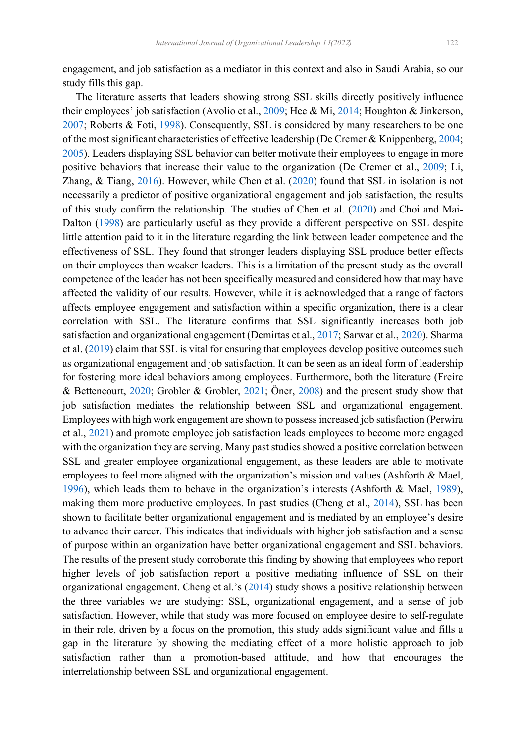engagement, and job satisfaction as a mediator in this context and also in Saudi Arabia, so our study fills this gap.

The literature asserts that leaders showing strong SSL skills directly positively influence their employees' job satisfaction (Avolio et al., 2009; Hee & Mi, 2014; Houghton & Jinkerson, 2007; Roberts & Foti, 1998). Consequently, SSL is considered by many researchers to be one of the most significant characteristics of effective leadership (De Cremer & Knippenberg, 2004; 2005). Leaders displaying SSL behavior can better motivate their employees to engage in more positive behaviors that increase their value to the organization (De Cremer et al., 2009; Li, Zhang, & Tiang, 2016). However, while Chen et al. (2020) found that SSL in isolation is not necessarily a predictor of positive organizational engagement and job satisfaction, the results of this study confirm the relationship. The studies of Chen et al. (2020) and Choi and Mai-Dalton (1998) are particularly useful as they provide a different perspective on SSL despite little attention paid to it in the literature regarding the link between leader competence and the effectiveness of SSL. They found that stronger leaders displaying SSL produce better effects on their employees than weaker leaders. This is a limitation of the present study as the overall competence of the leader has not been specifically measured and considered how that may have affected the validity of our results. However, while it is acknowledged that a range of factors affects employee engagement and satisfaction within a specific organization, there is a clear correlation with SSL. The literature confirms that SSL significantly increases both job satisfaction and organizational engagement (Demirtas et al., 2017; Sarwar et al., 2020). Sharma et al. (2019) claim that SSL is vital for ensuring that employees develop positive outcomes such as organizational engagement and job satisfaction. It can be seen as an ideal form of leadership for fostering more ideal behaviors among employees. Furthermore, both the literature (Freire & Bettencourt, 2020; Grobler & Grobler, 2021; Öner, 2008) and the present study show that job satisfaction mediates the relationship between SSL and organizational engagement. Employees with high work engagement are shown to possess increased job satisfaction (Perwira et al., 2021) and promote employee job satisfaction leads employees to become more engaged with the organization they are serving. Many past studies showed a positive correlation between SSL and greater employee organizational engagement, as these leaders are able to motivate employees to feel more aligned with the organization's mission and values (Ashforth & Mael, 1996), which leads them to behave in the organization's interests (Ashforth & Mael, 1989), making them more productive employees. In past studies (Cheng et al., 2014), SSL has been shown to facilitate better organizational engagement and is mediated by an employee's desire to advance their career. This indicates that individuals with higher job satisfaction and a sense of purpose within an organization have better organizational engagement and SSL behaviors. The results of the present study corroborate this finding by showing that employees who report higher levels of job satisfaction report a positive mediating influence of SSL on their organizational engagement. Cheng et al.'s (2014) study shows a positive relationship between the three variables we are studying: SSL, organizational engagement, and a sense of job satisfaction. However, while that study was more focused on employee desire to self-regulate in their role, driven by a focus on the promotion, this study adds significant value and fills a gap in the literature by showing the mediating effect of a more holistic approach to job satisfaction rather than a promotion-based attitude, and how that encourages the interrelationship between SSL and organizational engagement.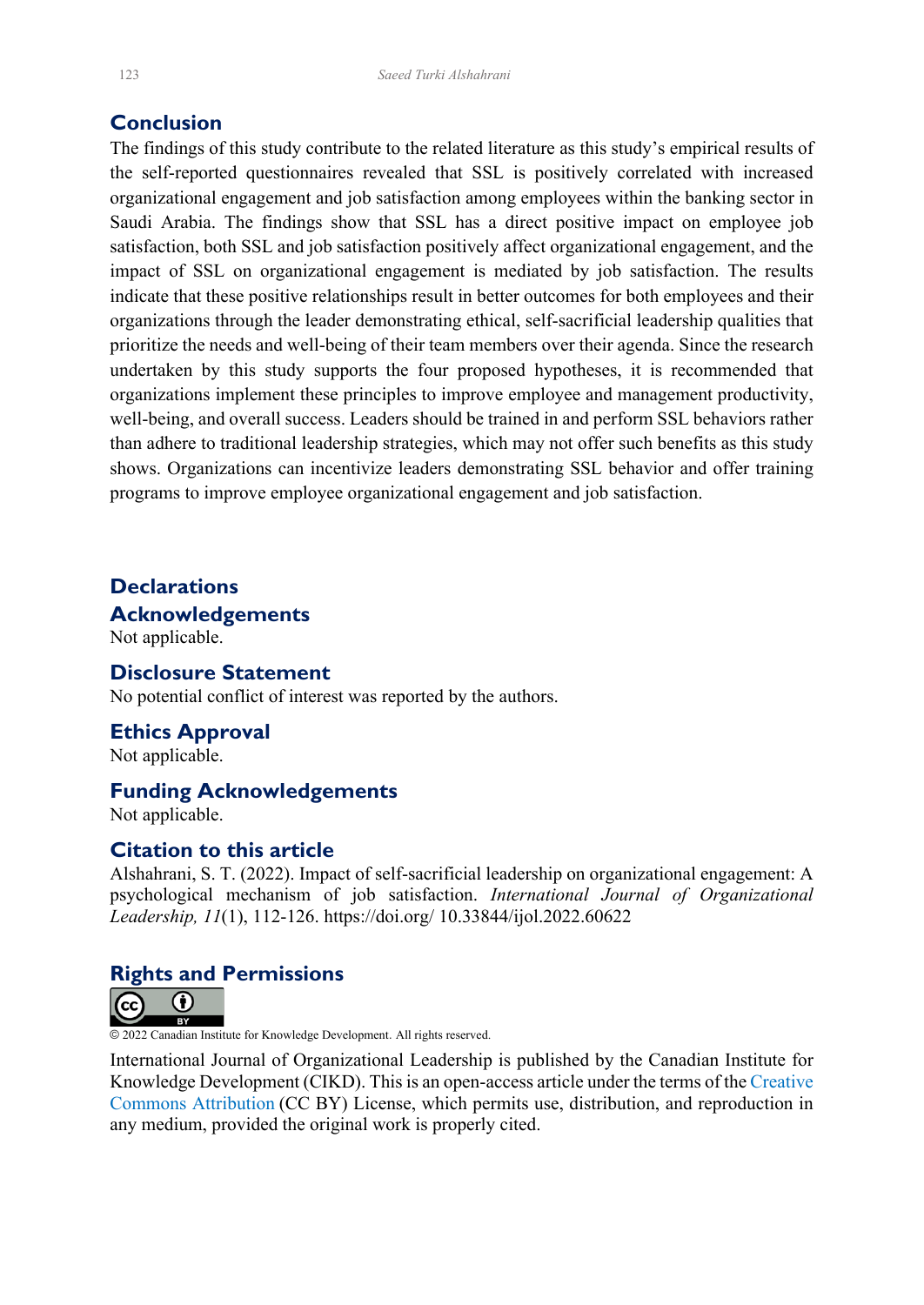## Conclusion

The findings of this study contribute to the related literature as this study's empirical results of the self-reported questionnaires revealed that SSL is positively correlated with increased organizational engagement and job satisfaction among employees within the banking sector in Saudi Arabia. The findings show that SSL has a direct positive impact on employee job satisfaction, both SSL and job satisfaction positively affect organizational engagement, and the impact of SSL on organizational engagement is mediated by job satisfaction. The results indicate that these positive relationships result in better outcomes for both employees and their organizations through the leader demonstrating ethical, self-sacrificial leadership qualities that prioritize the needs and well-being of their team members over their agenda. Since the research undertaken by this study supports the four proposed hypotheses, it is recommended that organizations implement these principles to improve employee and management productivity, well-being, and overall success. Leaders should be trained in and perform SSL behaviors rather than adhere to traditional leadership strategies, which may not offer such benefits as this study shows. Organizations can incentivize leaders demonstrating SSL behavior and offer training programs to improve employee organizational engagement and job satisfaction.

## Declarations

### Acknowledgements

Not applicable.

### Disclosure Statement

No potential conflict of interest was reported by the authors.

### Ethics Approval

Not applicable.

### Funding Acknowledgements

Not applicable.

### Citation to this article

Alshahrani, S. T. (2022). Impact of self-sacrificial leadership on organizational engagement: A psychological mechanism of job satisfaction. *International Journal of Organizational Leadership, 11*(1), 112-126. https://doi.org/ 10.33844/ijol.2022.60622

### Rights and Permissions

© 2022 Canadian Institute for Knowledge Development. All rights reserved.

International Journal of Organizational Leadership is published by the Canadian Institute for Knowledge Development (CIKD). This is an open-access article under the terms of the Creative Commons Attribution (CC BY) License, which permits use, distribution, and reproduction in any medium, provided the original work is properly cited.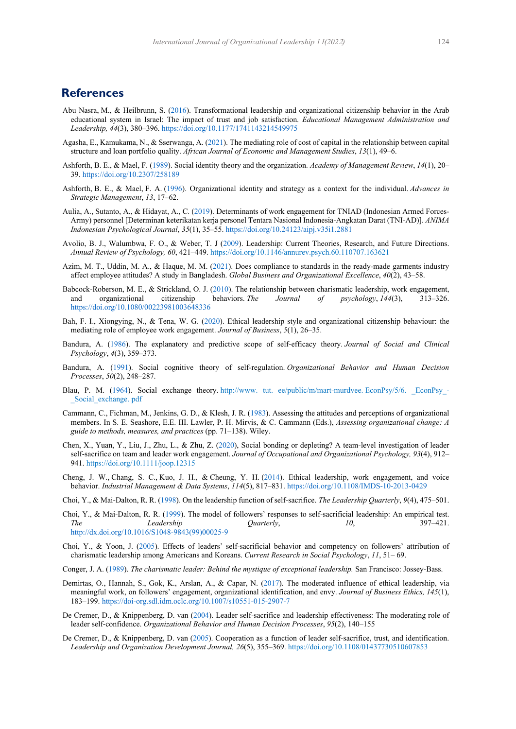## References

Abu Nasra, M., & Heilbrunn, S. (2016). Transformational leadership and organizational citizenship behavior in the Arab educational system in Israel: The impact of trust and job satisfaction. *Educational Management Administration and Leadership, 44*(3), 380–396. https://doi.org/10.1177/1741143214549975

Agasha, E., Kamukama, N., & Sserwanga, A. (2021). The mediating role of cost of capital in the relationship between capital structure and loan portfolio quality. *African Journal of Economic and Management Studies*, *13*(1), 49–6.

Ashforth, B. E., & Mael, F. (1989). Social identity theory and the organization. *Academy of Management Review*, *14*(1), 20–39. https://doi.org/10.2307/258189

Ashforth, B. E., & Mael, F. A. (1996). Organizational identity and strategy as a context for the individual. *Advances in Strategic Management*, *13*, 17–62.

Aulia, A., Sutanto, A., & Hidayat, A., C. (2019). Determinants of work engagement for TNIAD (Indonesian Armed Forces-Army) personnel [Determinan keterikatan kerja personel Tentara Nasional Indonesia-Angkatan Darat (TNI-AD)]. *ANIMA Indonesian Psychological Journal*, *35*(1), 35–55. https://doi.org/10.24123/aipj.v35i1.2881

Avolio, B. J., Walumbwa, F. O., & Weber, T. J (2009). Leadership: Current Theories, Research, and Future Directions. *Annual Review of Psychology, 60*, 421–449. https://doi.org/10.1146/annurev.psych.60.110707.163621

Azim, M. T., Uddin, M. A., & Haque, M. M. (2021). Does compliance to standards in the ready-made garments industry affect employee attitudes? A study in Bangladesh. *Global Business and Organizational Excellence*, *40*(2), 43–58.

Babcock-Roberson, M. E., & Strickland, O. J. (2010). The relationship between charismatic leadership, work engagement, and organizational citizenship behaviors. *The Journal of psychology*, *144*(3), 313–326. https://doi.org/10.1080/00223981003648336

Bah, F. I., Xiongying, N., & Tena, W. G. (2020). Ethical leadership style and organizational citizenship behaviour: the mediating role of employee work engagement. *Journal of Business*, *5*(1), 26–35.

Bandura, A. (1986). The explanatory and predictive scope of self-efficacy theory. *Journal of Social and Clinical Psychology*, *4*(3), 359–373.

Bandura, A. (1991). Social cognitive theory of self-regulation. *Organizational Behavior and Human Decision Processes*, *50*(2), 248–287.

Blau, P. M. (1964). Social exchange theory. http://www. tut. ee/public/m/mart-murdvee. EconPsy/5/6. _EconPsy_-_Social_exchange. pdf

Cammann, C., Fichman, M., Jenkins, G. D., & Klesh, J. R. (1983). Assessing the attitudes and perceptions of organizational members. In S. E. Seashore, E.E. III. Lawler, P. H. Mirvis, & C. Cammann (Eds.), *Assessing organizational change: A guide to methods, measures, and practices* (pp. 71–138). Wiley.

Chen, X., Yuan, Y., Liu, J., Zhu, L., & Zhu, Z. (2020), Social bonding or depleting? A team-level investigation of leader self-sacrifice on team and leader work engagement. *Journal of Occupational and Organizational Psychology, 93*(4), 912–941. https://doi.org/10.1111/joop.12315

Cheng, J. W., Chang, S. C., Kuo, J. H., & Cheung, Y. H. (2014). Ethical leadership, work engagement, and voice behavior. *Industrial Management & Data Systems*, *114*(5), 817–831. https://doi.org/10.1108/IMDS-10-2013-0429

Choi, Y., & Mai-Dalton, R. R. (1998). On the leadership function of self-sacrifice. *The Leadership Quarterly*, *9*(4), 475–501.

Choi, Y., & Mai-Dalton, R. R. (1999). The model of followers' responses to self-sacrificial leadership: An empirical test. *The Leadership Quarterly*, *10*, 397–421. http://dx.doi.org/10.1016/S1048-9843(99)00025-9

Choi, Y., & Yoon, J. (2005). Effects of leaders' self-sacrificial behavior and competency on followers' attribution of charismatic leadership among Americans and Koreans. *Current Research in Social Psychology*, *11*, 51– 69.

Conger, J. A. (1989). *The charismatic leader: Behind the mystique of exceptional leadership.* San Francisco: Jossey-Bass.

Demirtas, O., Hannah, S., Gok, K., Arslan, A., & Capar, N. (2017). The moderated influence of ethical leadership, via meaningful work, on followers' engagement, organizational identification, and envy. *Journal of Business Ethics, 145*(1), 183–199. https://doi-org.sdl.idm.oclc.org/10.1007/s10551-015-2907-7

De Cremer, D., & Knippenberg, D. van (2004). Leader self-sacrifice and leadership effectiveness: The moderating role of leader self-confidence. *Organizational Behavior and Human Decision Processes*, *95*(2), 140–155

De Cremer, D., & Knippenberg, D. van (2005). Cooperation as a function of leader self-sacrifice, trust, and identification. *Leadership and Organization Development Journal, 26*(5), 355–369. https://doi.org/10.1108/01437730510607853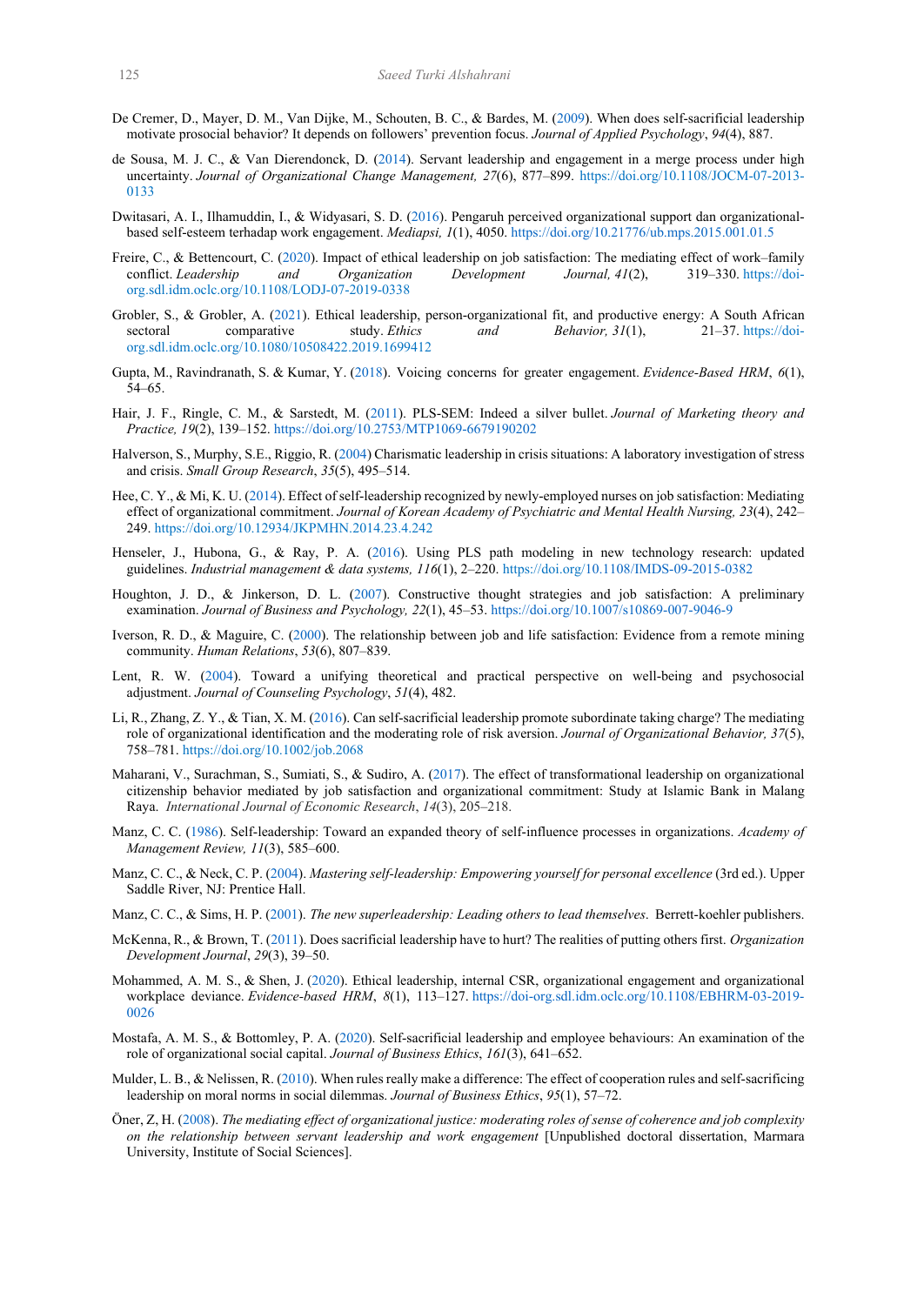De Cremer, D., Mayer, D. M., Van Dijke, M., Schouten, B. C., & Bardes, M. (2009). When does self-sacrificial leadership motivate prosocial behavior? It depends on followers' prevention focus. *Journal of Applied Psychology*, *94*(4), 887.

de Sousa, M. J. C., & Van Dierendonck, D. (2014). Servant leadership and engagement in a merge process under high uncertainty. *Journal of Organizational Change Management, 27*(6), 877–899. https://doi.org/10.1108/JOCM-07-2013-0133

Dwitasari, A. I., Ilhamuddin, I., & Widyasari, S. D. (2016). Pengaruh perceived organizational support dan organizational-based self-esteem terhadap work engagement. *Mediapsi, 1*(1), 4050. https://doi.org/10.21776/ub.mps.2015.001.01.5

Freire, C., & Bettencourt, C. (2020). Impact of ethical leadership on job satisfaction: The mediating effect of work–family conflict. *Leadership and Organization Development Journal, 41*(2), 319–330. https://doi-org.sdl.idm.oclc.org/10.1108/LODJ-07-2019-0338

Grobler, S., & Grobler, A. (2021). Ethical leadership, person-organizational fit, and productive energy: A South African sectoral comparative study. *Ethics and Behavior, 31*(1), 21–37. https://doi-org.sdl.idm.oclc.org/10.1080/10508422.2019.1699412

Gupta, M., Ravindranath, S. & Kumar, Y. (2018). Voicing concerns for greater engagement. *Evidence-Based HRM*, *6*(1), 54–65.

Hair, J. F., Ringle, C. M., & Sarstedt, M. (2011). PLS-SEM: Indeed a silver bullet. *Journal of Marketing theory and Practice, 19*(2), 139–152. https://doi.org/10.2753/MTP1069-6679190202

Halverson, S., Murphy, S.E., Riggio, R. (2004) Charismatic leadership in crisis situations: A laboratory investigation of stress and crisis. *Small Group Research*, *35*(5), 495–514.

Hee, C. Y., & Mi, K. U. (2014). Effect of self-leadership recognized by newly-employed nurses on job satisfaction: Mediating effect of organizational commitment. *Journal of Korean Academy of Psychiatric and Mental Health Nursing, 23*(4), 242–249. https://doi.org/10.12934/JKPMHN.2014.23.4.242

Henseler, J., Hubona, G., & Ray, P. A. (2016). Using PLS path modeling in new technology research: updated guidelines. *Industrial management & data systems, 116*(1), 2–220. https://doi.org/10.1108/IMDS-09-2015-0382

Houghton, J. D., & Jinkerson, D. L. (2007). Constructive thought strategies and job satisfaction: A preliminary examination. *Journal of Business and Psychology, 22*(1), 45–53. https://doi.org/10.1007/s10869-007-9046-9

Iverson, R. D., & Maguire, C. (2000). The relationship between job and life satisfaction: Evidence from a remote mining community. *Human Relations*, *53*(6), 807–839.

Lent, R. W. (2004). Toward a unifying theoretical and practical perspective on well-being and psychosocial adjustment. *Journal of Counseling Psychology*, *51*(4), 482.

Li, R., Zhang, Z. Y., & Tian, X. M. (2016). Can self-sacrificial leadership promote subordinate taking charge? The mediating role of organizational identification and the moderating role of risk aversion. *Journal of Organizational Behavior, 37*(5), 758–781. https://doi.org/10.1002/job.2068

Maharani, V., Surachman, S., Sumiati, S., & Sudiro, A. (2017). The effect of transformational leadership on organizational citizenship behavior mediated by job satisfaction and organizational commitment: Study at Islamic Bank in Malang Raya. *International Journal of Economic Research*, *14*(3), 205–218.

Manz, C. C. (1986). Self-leadership: Toward an expanded theory of self-influence processes in organizations. *Academy of Management Review, 11*(3), 585–600.

Manz, C. C., & Neck, C. P. (2004). *Mastering self-leadership: Empowering yourself for personal excellence* (3rd ed.). Upper Saddle River, NJ: Prentice Hall.

Manz, C. C., & Sims, H. P. (2001). *The new superleadership: Leading others to lead themselves*. Berrett-koehler publishers.

McKenna, R., & Brown, T. (2011). Does sacrificial leadership have to hurt? The realities of putting others first. *Organization Development Journal*, *29*(3), 39–50.

Mohammed, A. M. S., & Shen, J. (2020). Ethical leadership, internal CSR, organizational engagement and organizational workplace deviance. *Evidence-based HRM*, *8*(1), 113–127. https://doi-org.sdl.idm.oclc.org/10.1108/EBHRM-03-2019-0026

Mostafa, A. M. S., & Bottomley, P. A. (2020). Self-sacrificial leadership and employee behaviours: An examination of the role of organizational social capital. *Journal of Business Ethics*, *161*(3), 641–652.

Mulder, L. B., & Nelissen, R. (2010). When rules really make a difference: The effect of cooperation rules and self-sacrificing leadership on moral norms in social dilemmas. *Journal of Business Ethics*, *95*(1), 57–72.

Öner, Z, H. (2008). *The mediating effect of organizational justice: moderating roles of sense of coherence and job complexity on the relationship between servant leadership and work engagement* [Unpublished doctoral dissertation, Marmara University, Institute of Social Sciences].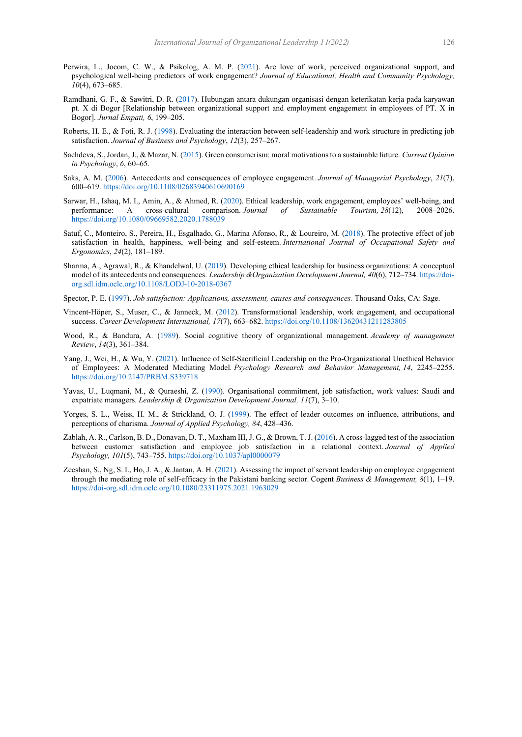Perwira, L., Jocom, C. W., & Psikolog, A. M. P. (2021). Are love of work, perceived organizational support, and psychological well-being predictors of work engagement? *Journal of Educational, Health and Community Psychology, 10*(4), 673–685.

Ramdhani, G. F., & Sawitri, D. R. (2017). Hubungan antara dukungan organisasi dengan keterikatan kerja pada karyawan pt. X di Bogor [Relationship between organizational support and employment engagement in employees of PT. X in Bogor]. *Jurnal Empati, 6*, 199–205.

Roberts, H. E., & Foti, R. J. (1998). Evaluating the interaction between self-leadership and work structure in predicting job satisfaction. *Journal of Business and Psychology*, *12*(3), 257–267.

Sachdeva, S., Jordan, J., & Mazar, N. (2015). Green consumerism: moral motivations to a sustainable future. *Current Opinion in Psychology*, *6*, 60–65.

Saks, A. M. (2006). Antecedents and consequences of employee engagement. *Journal of Managerial Psychology*, *21*(7), 600–619. https://doi.org/10.1108/02683940610690169

Sarwar, H., Ishaq, M. I., Amin, A., & Ahmed, R. (2020). Ethical leadership, work engagement, employees' well-being, and performance: A cross-cultural comparison. *Journal of Sustainable Tourism, 28*(12), 2008–2026. https://doi.org/10.1080/09669582.2020.1788039

Satuf, C., Monteiro, S., Pereira, H., Esgalhado, G., Marina Afonso, R., & Loureiro, M. (2018). The protective effect of job satisfaction in health, happiness, well-being and self-esteem. *International Journal of Occupational Safety and Ergonomics*, *24*(2), 181–189.

Sharma, A., Agrawal, R., & Khandelwal, U. (2019). Developing ethical leadership for business organizations: A conceptual model of its antecedents and consequences. *Leadership &Organization Development Journal, 40*(6), 712–734. https://doi-org.sdl.idm.oclc.org/10.1108/LODJ-10-2018-0367

Spector, P. E. (1997). *Job satisfaction: Applications, assessment, causes and consequences.* Thousand Oaks, CA: Sage.

Vincent-Höper, S., Muser, C., & Janneck, M. (2012). Transformational leadership, work engagement, and occupational success. *Career Development International, 17*(7), 663–682. https://doi.org/10.1108/13620431211283805

Wood, R., & Bandura, A. (1989). Social cognitive theory of organizational management. *Academy of management Review*, *14*(3), 361–384.

Yang, J., Wei, H., & Wu, Y. (2021). Influence of Self-Sacrificial Leadership on the Pro-Organizational Unethical Behavior of Employees: A Moderated Mediating Model. *Psychology Research and Behavior Management, 14*, 2245–2255. https://doi.org/10.2147/PRBM.S339718

Yavas, U., Luqmani, M., & Quraeshi, Z. (1990). Organisational commitment, job satisfaction, work values: Saudi and expatriate managers. *Leadership & Organization Development Journal, 11*(7), 3–10.

Yorges, S. L., Weiss, H. M., & Strickland, O. J. (1999). The effect of leader outcomes on influence, attributions, and perceptions of charisma. *Journal of Applied Psychology, 84*, 428–436.

Zablah, A. R., Carlson, B. D., Donavan, D. T., Maxham III, J. G., & Brown, T. J. (2016). A cross-lagged test of the association between customer satisfaction and employee job satisfaction in a relational context. *Journal of Applied Psychology, 101*(5), 743–755. https://doi.org/10.1037/apl0000079

Zeeshan, S., Ng, S. I., Ho, J. A., & Jantan, A. H. (2021). Assessing the impact of servant leadership on employee engagement through the mediating role of self-efficacy in the Pakistani banking sector. Cogent *Business & Management, 8*(1), 1–19. https://doi-org.sdl.idm.oclc.org/10.1080/23311975.2021.1963029